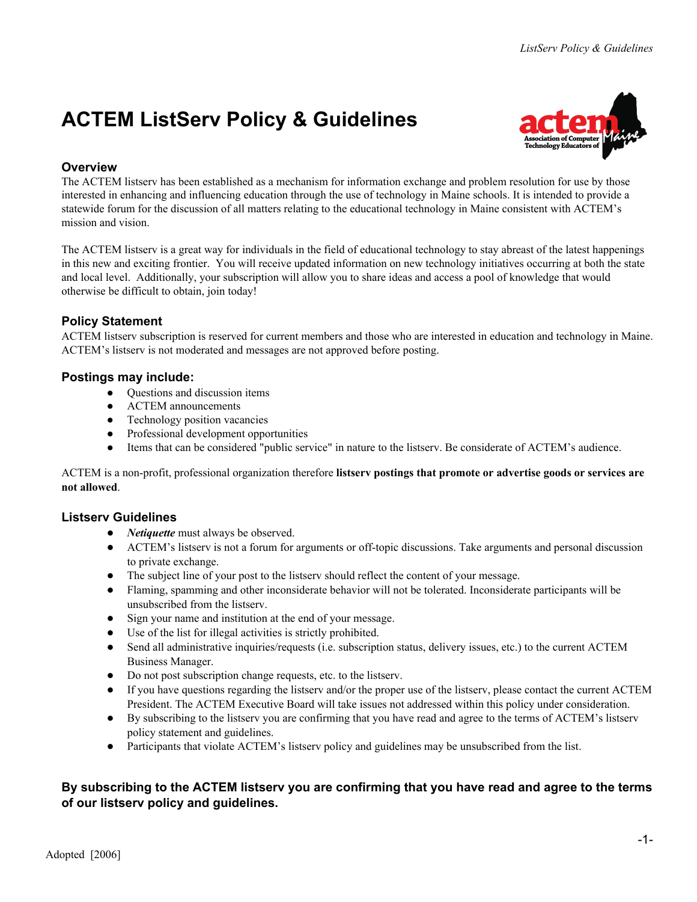# ACTEM ListServ Policy & Guidelines

## Overview

The ACTEM listserv has been established as a mechanism for information exchange and problem resolution for use by those interested in enhancing and influencing education through the use of technology in Maine schools. It is intended to provide a statewide forum for the discussion of all matters relating to the educational technology in Maine consistent with ACTEM's mission and vision.

The ACTEM listserv is a great way for individuals in the field of educational technology to stay abreast of the latest happenings in this new and exciting frontier. You will receive updated information on new technology initiatives occurring at both the state and local level. Additionally, your subscription will allow you to share ideas and access a pool of knowledge that would otherwise be difficult to obtain, join today!

## Policy Statement

ACTEM listserv subscription is reserved for current members and those who are interested in education and technology in Maine. ACTEM's listserv is not moderated and messages are not approved before posting.

## Postings may include:

- Questions and discussion items
- ACTEM announcements
- Technology position vacancies
- Professional development opportunities
- Items that can be considered "public service" in nature to the listserv. Be considerate of ACTEM's audience.

ACTEM is a non-profit, professional organization therefore **listserv postings that promote or advertise goods or services are not allowed**.

## Listserv Guidelines

- ***Netiquette*** must always be observed.
- ACTEM's listserv is not a forum for arguments or off-topic discussions. Take arguments and personal discussion to private exchange.
- The subject line of your post to the listserv should reflect the content of your message.
- Flaming, spamming and other inconsiderate behavior will not be tolerated. Inconsiderate participants will be unsubscribed from the listserv.
- Sign your name and institution at the end of your message.
- Use of the list for illegal activities is strictly prohibited.
- Send all administrative inquiries/requests (i.e. subscription status, delivery issues, etc.) to the current ACTEM Business Manager.
- Do not post subscription change requests, etc. to the listserv.
- If you have questions regarding the listserv and/or the proper use of the listserv, please contact the current ACTEM President. The ACTEM Executive Board will take issues not addressed within this policy under consideration.
- By subscribing to the listserv you are confirming that you have read and agree to the terms of ACTEM's listserv policy statement and guidelines.
- Participants that violate ACTEM's listserv policy and guidelines may be unsubscribed from the list.

**By subscribing to the ACTEM listserv you are confirming that you have read and agree to the terms of our listserv policy and guidelines.**

Adopted [2006]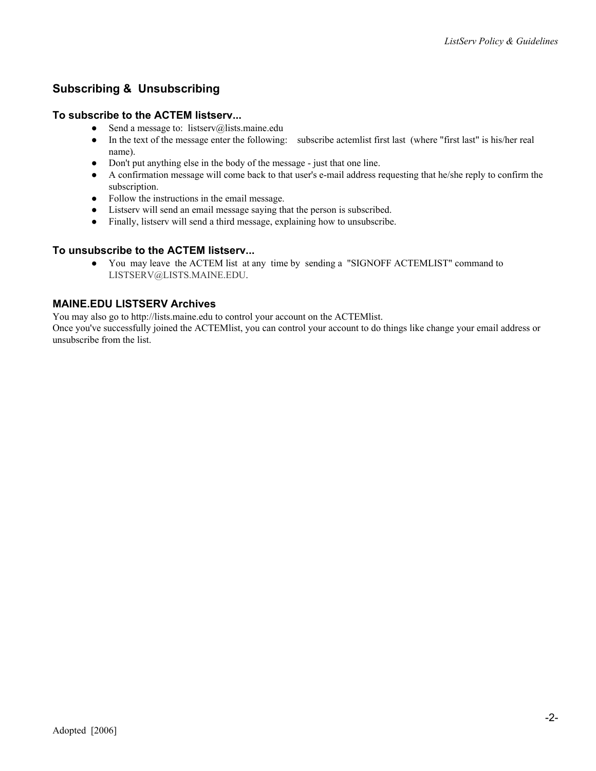## Subscribing & Unsubscribing

### To subscribe to the ACTEM listserv...

- Send a message to: listserv@lists.maine.edu
- In the text of the message enter the following: subscribe actemlist first last (where "first last" is his/her real name).
- Don't put anything else in the body of the message - just that one line.
- A confirmation message will come back to that user's e-mail address requesting that he/she reply to confirm the subscription.
- Follow the instructions in the email message.
- Listserv will send an email message saying that the person is subscribed.
- Finally, listserv will send a third message, explaining how to unsubscribe.

### To unsubscribe to the ACTEM listserv...

- You may leave the ACTEM list at any time by sending a "SIGNOFF ACTEMLIST" command to LISTSERV@LISTS.MAINE.EDU.

### MAINE.EDU LISTSERV Archives

You may also go to http://lists.maine.edu to control your account on the ACTEMlist.
Once you've successfully joined the ACTEMlist, you can control your account to do things like change your email address or unsubscribe from the list.

Adopted [2006]